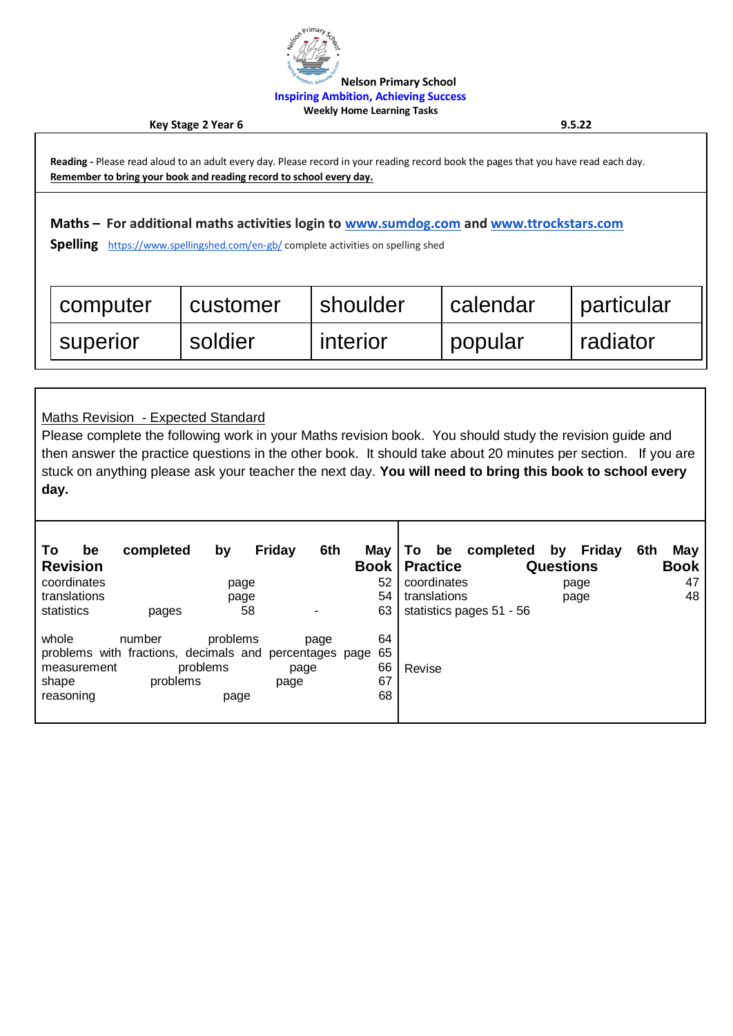**Nelson Primary School**
**Inspiring Ambition, Achieving Success**
**Weekly Home Learning Tasks**

**Key Stage 2 Year 6** **9.5.22**

**Reading -** Please read aloud to an adult every day. Please record in your reading record book the pages that you have read each day.
**Remember to bring your book and reading record to school every day.**

**Maths – For additional maths activities login to [www.sumdog.com](http://www.sumdog.com) and [www.ttrockstars.com](http://www.ttrockstars.com)**

**Spelling** [https://www.spellingshed.com/en-gb/](https://www.spellingshed.com/en-gb/) complete activities on spelling shed

| computer | customer | shoulder | calendar | particular |
|---|---|---|---|---|
| superior | soldier | interior | popular | radiator |

Maths Revision - Expected Standard

Please complete the following work in your Maths revision book. You should study the revision guide and then answer the practice questions in the other book. It should take about 20 minutes per section. If you are stuck on anything please ask your teacher the next day. **You will need to bring this book to school every day.**

| **To be completed by Friday 6th May**<br>**Revision Book** | **To be completed by Friday 6th May**<br>**Practice Questions Book** |
|---|---|
| coordinates page 52<br>translations page 54<br>statistics pages 58 - 63 | coordinates page 47<br>translations page 48<br>statistics pages 51 - 56 |
| whole number problems page 64<br>problems with fractions, decimals and percentages page 65<br>measurement problems page 66<br>shape problems page 67<br>reasoning page 68 | Revise |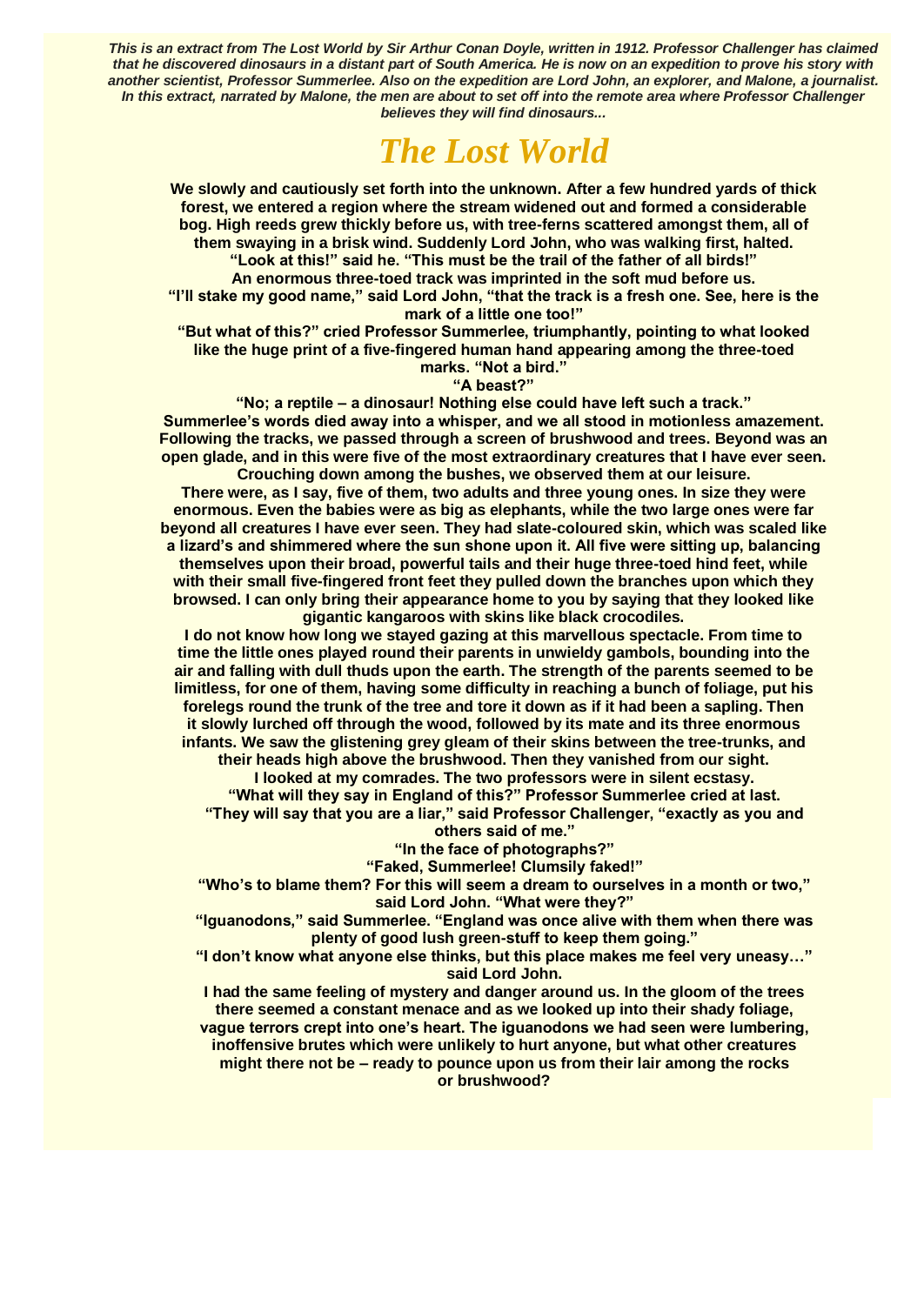***This is an extract from The Lost World by Sir Arthur Conan Doyle, written in 1912. Professor Challenger has claimed that he discovered dinosaurs in a distant part of South America. He is now on an expedition to prove his story with another scientist, Professor Summerlee. Also on the expedition are Lord John, an explorer, and Malone, a journalist. In this extract, narrated by Malone, the men are about to set off into the remote area where Professor Challenger believes they will find dinosaurs...***

# *The Lost World*

**We slowly and cautiously set forth into the unknown. After a few hundred yards of thick forest, we entered a region where the stream widened out and formed a considerable bog. High reeds grew thickly before us, with tree-ferns scattered amongst them, all of them swaying in a brisk wind. Suddenly Lord John, who was walking first, halted.**

**"Look at this!" said he. "This must be the trail of the father of all birds!"**

**An enormous three-toed track was imprinted in the soft mud before us.**

**"I'll stake my good name," said Lord John, "that the track is a fresh one. See, here is the mark of a little one too!"**

**"But what of this?" cried Professor Summerlee, triumphantly, pointing to what looked like the huge print of a five-fingered human hand appearing among the three-toed marks. "Not a bird."**

**"A beast?"**

**"No; a reptile – a dinosaur! Nothing else could have left such a track."**

**Summerlee's words died away into a whisper, and we all stood in motionless amazement. Following the tracks, we passed through a screen of brushwood and trees. Beyond was an open glade, and in this were five of the most extraordinary creatures that I have ever seen. Crouching down among the bushes, we observed them at our leisure.**

**There were, as I say, five of them, two adults and three young ones. In size they were enormous. Even the babies were as big as elephants, while the two large ones were far beyond all creatures I have ever seen. They had slate-coloured skin, which was scaled like a lizard's and shimmered where the sun shone upon it. All five were sitting up, balancing themselves upon their broad, powerful tails and their huge three-toed hind feet, while with their small five-fingered front feet they pulled down the branches upon which they browsed. I can only bring their appearance home to you by saying that they looked like gigantic kangaroos with skins like black crocodiles.**

**I do not know how long we stayed gazing at this marvellous spectacle. From time to time the little ones played round their parents in unwieldy gambols, bounding into the air and falling with dull thuds upon the earth. The strength of the parents seemed to be limitless, for one of them, having some difficulty in reaching a bunch of foliage, put his forelegs round the trunk of the tree and tore it down as if it had been a sapling. Then it slowly lurched off through the wood, followed by its mate and its three enormous infants. We saw the glistening grey gleam of their skins between the tree-trunks, and their heads high above the brushwood. Then they vanished from our sight.**

**I looked at my comrades. The two professors were in silent ecstasy.**

**"What will they say in England of this?" Professor Summerlee cried at last.**

**"They will say that you are a liar," said Professor Challenger, "exactly as you and others said of me."**

**"In the face of photographs?"**

**"Faked, Summerlee! Clumsily faked!"**

**"Who's to blame them? For this will seem a dream to ourselves in a month or two," said Lord John. "What were they?"**

**"Iguanodons," said Summerlee. "England was once alive with them when there was plenty of good lush green-stuff to keep them going."**

**"I don't know what anyone else thinks, but this place makes me feel very uneasy…" said Lord John.**

**I had the same feeling of mystery and danger around us. In the gloom of the trees there seemed a constant menace and as we looked up into their shady foliage, vague terrors crept into one's heart. The iguanodons we had seen were lumbering, inoffensive brutes which were unlikely to hurt anyone, but what other creatures might there not be – ready to pounce upon us from their lair among the rocks or brushwood?**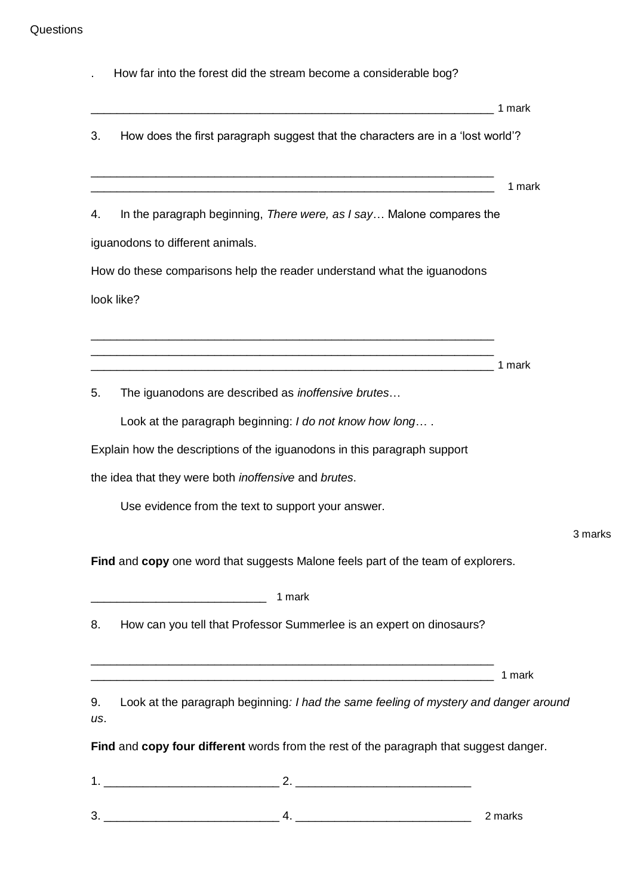Questions

. How far into the forest did the stream become a considerable bog?

_______________________________________________________________ 1 mark

3. How does the first paragraph suggest that the characters are in a 'lost world'?

_______________________________________________________________
_______________________________________________________________ 1 mark

4. In the paragraph beginning, *There were, as I say*… Malone compares the iguanodons to different animals.

How do these comparisons help the reader understand what the iguanodons look like?

_______________________________________________________________
_______________________________________________________________
_______________________________________________________________ 1 mark

5. The iguanodons are described as *inoffensive brutes*…

Look at the paragraph beginning: *I do not know how long*… .

Explain how the descriptions of the iguanodons in this paragraph support the idea that they were both *inoffensive* and *brutes*.

Use evidence from the text to support your answer.

3 marks

**Find** and **copy** one word that suggests Malone feels part of the team of explorers.

___________________________ 1 mark

8. How can you tell that Professor Summerlee is an expert on dinosaurs?

_______________________________________________________________
_______________________________________________________________ 1 mark

9. Look at the paragraph beginning*: I had the same feeling of mystery and danger around us*.

**Find** and **copy four different** words from the rest of the paragraph that suggest danger.

1. ___________________________ 2. ___________________________

3. ___________________________ 4. ___________________________ 2 marks